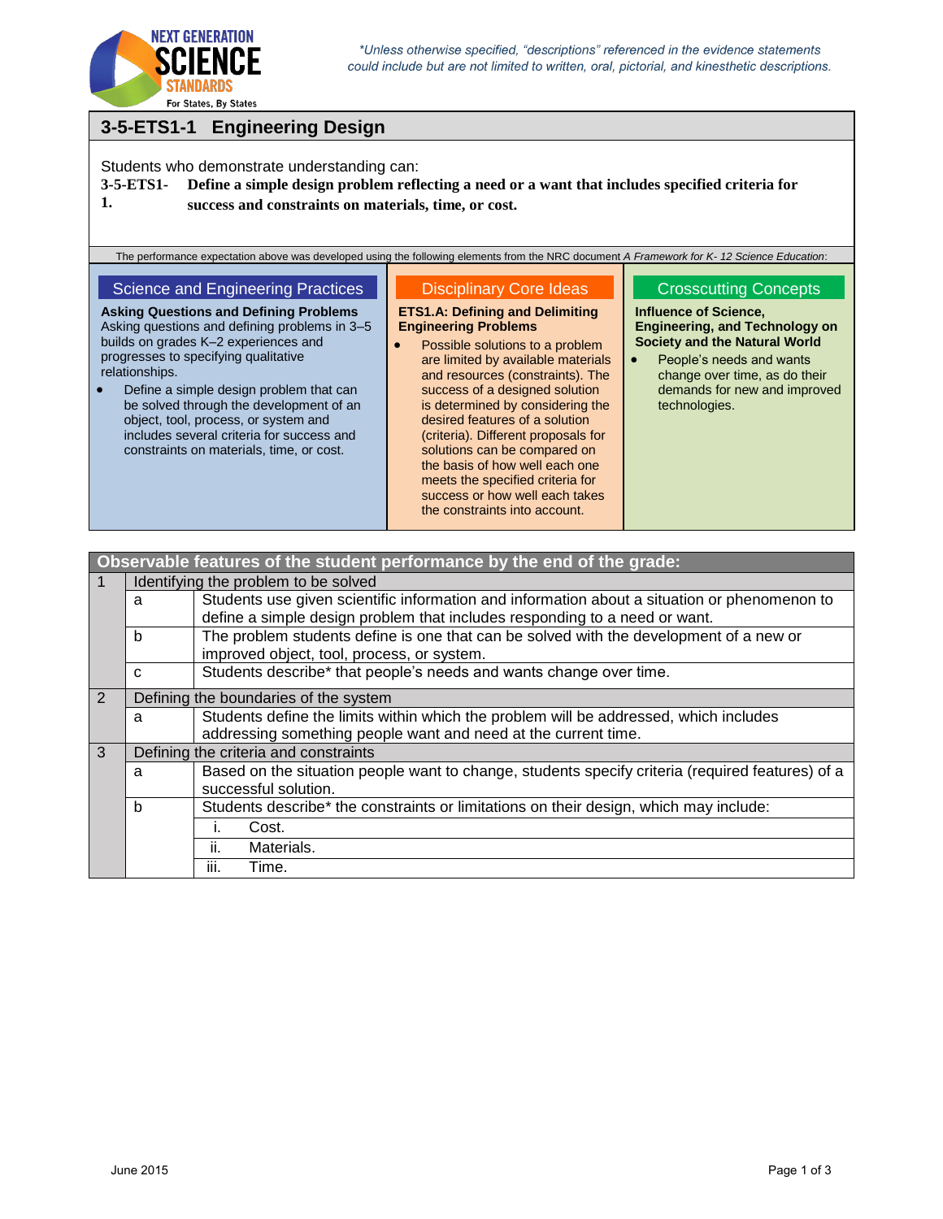*\*Unless otherwise specified, "descriptions" referenced in the evidence statements could include but are not limited to written, oral, pictorial, and kinesthetic descriptions.*

## 3-5-ETS1-1 Engineering Design

Students who demonstrate understanding can:

**3-5-ETS1-1. Define a simple design problem reflecting a need or a want that includes specified criteria for success and constraints on materials, time, or cost.**

The performance expectation above was developed using the following elements from the NRC document *A Framework for K- 12 Science Education*:

| Science and Engineering Practices | Disciplinary Core Ideas | Crosscutting Concepts |
|---|---|---|
| **Asking Questions and Defining Problems**<br>Asking questions and defining problems in 3–5 builds on grades K–2 experiences and progresses to specifying qualitative relationships.<br>• Define a simple design problem that can be solved through the development of an object, tool, process, or system and includes several criteria for success and constraints on materials, time, or cost. | **ETS1.A: Defining and Delimiting Engineering Problems**<br>• Possible solutions to a problem are limited by available materials and resources (constraints). The success of a designed solution is determined by considering the desired features of a solution (criteria). Different proposals for solutions can be compared on the basis of how well each one meets the specified criteria for success or how well each takes the constraints into account. | **Influence of Science, Engineering, and Technology on Society and the Natural World**<br>• People's needs and wants change over time, as do their demands for new and improved technologies. |

| Observable features of the student performance by the end of the grade: | | |
|---|---|---|
| 1 | Identifying the problem to be solved | |
| | a | Students use given scientific information and information about a situation or phenomenon to define a simple design problem that includes responding to a need or want. |
| | b | The problem students define is one that can be solved with the development of a new or improved object, tool, process, or system. |
| | c | Students describe* that people's needs and wants change over time. |
| 2 | Defining the boundaries of the system | |
| | a | Students define the limits within which the problem will be addressed, which includes addressing something people want and need at the current time. |
| 3 | Defining the criteria and constraints | |
| | a | Based on the situation people want to change, students specify criteria (required features) of a successful solution. |
| | b | Students describe* the constraints or limitations on their design, which may include:<br>i. Cost.<br>ii. Materials.<br>iii. Time. |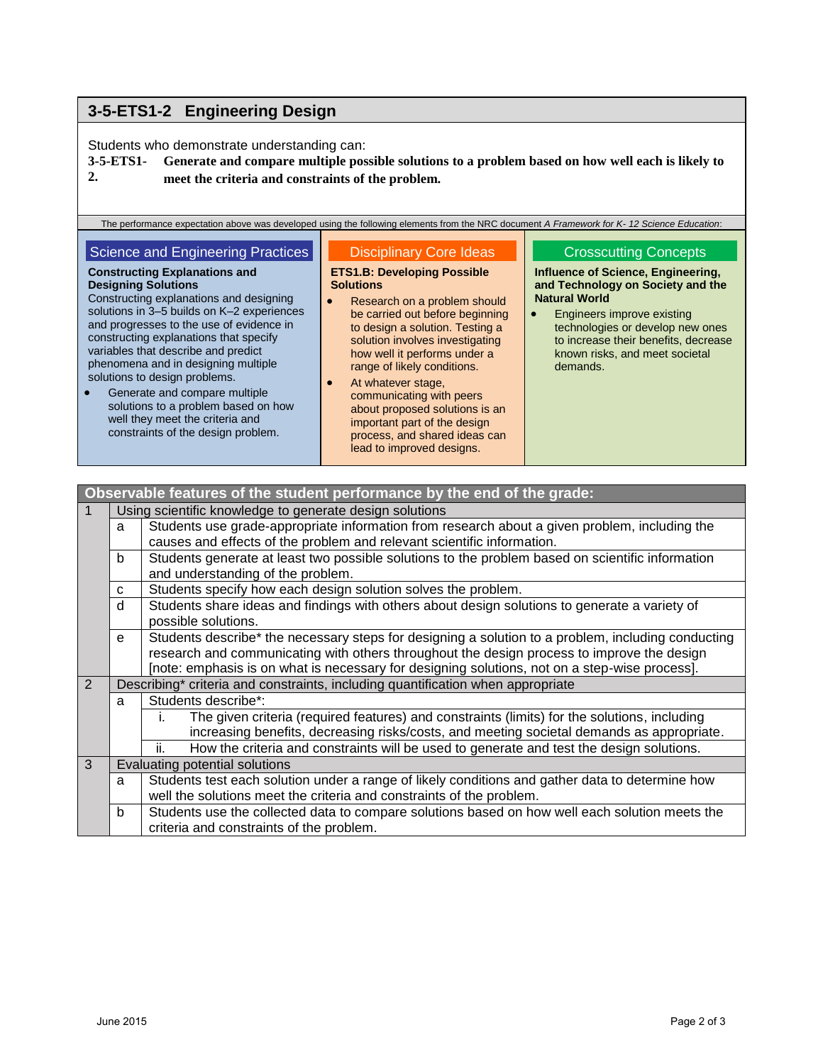## 3-5-ETS1-2 Engineering Design

Students who demonstrate understanding can:

**3-5-ETS1-2. Generate and compare multiple possible solutions to a problem based on how well each is likely to meet the criteria and constraints of the problem.**

The performance expectation above was developed using the following elements from the NRC document *A Framework for K- 12 Science Education*:

### Science and Engineering Practices

**Constructing Explanations and Designing Solutions**

Constructing explanations and designing solutions in 3–5 builds on K–2 experiences and progresses to the use of evidence in constructing explanations that specify variables that describe and predict phenomena and in designing multiple solutions to design problems.

- Generate and compare multiple solutions to a problem based on how well they meet the criteria and constraints of the design problem.

### Disciplinary Core Ideas

**ETS1.B: Developing Possible Solutions**

- Research on a problem should be carried out before beginning to design a solution. Testing a solution involves investigating how well it performs under a range of likely conditions.
- At whatever stage, communicating with peers about proposed solutions is an important part of the design process, and shared ideas can lead to improved designs.

### Crosscutting Concepts

**Influence of Science, Engineering, and Technology on Society and the Natural World**

- Engineers improve existing technologies or develop new ones to increase their benefits, decrease known risks, and meet societal demands.

| Observable features of the student performance by the end of the grade: | | | |
|---|---|---|---|
| 1 | Using scientific knowledge to generate design solutions | | |
| | a | Students use grade-appropriate information from research about a given problem, including the causes and effects of the problem and relevant scientific information. | |
| | b | Students generate at least two possible solutions to the problem based on scientific information and understanding of the problem. | |
| | c | Students specify how each design solution solves the problem. | |
| | d | Students share ideas and findings with others about design solutions to generate a variety of possible solutions. | |
| | e | Students describe* the necessary steps for designing a solution to a problem, including conducting research and communicating with others throughout the design process to improve the design [note: emphasis is on what is necessary for designing solutions, not on a step-wise process]. | |
| 2 | Describing* criteria and constraints, including quantification when appropriate | | |
| | a | Students describe*: | |
| | | i. | The given criteria (required features) and constraints (limits) for the solutions, including increasing benefits, decreasing risks/costs, and meeting societal demands as appropriate. |
| | | ii. | How the criteria and constraints will be used to generate and test the design solutions. |
| 3 | Evaluating potential solutions | | |
| | a | Students test each solution under a range of likely conditions and gather data to determine how well the solutions meet the criteria and constraints of the problem. | |
| | b | Students use the collected data to compare solutions based on how well each solution meets the criteria and constraints of the problem. | |

June 2015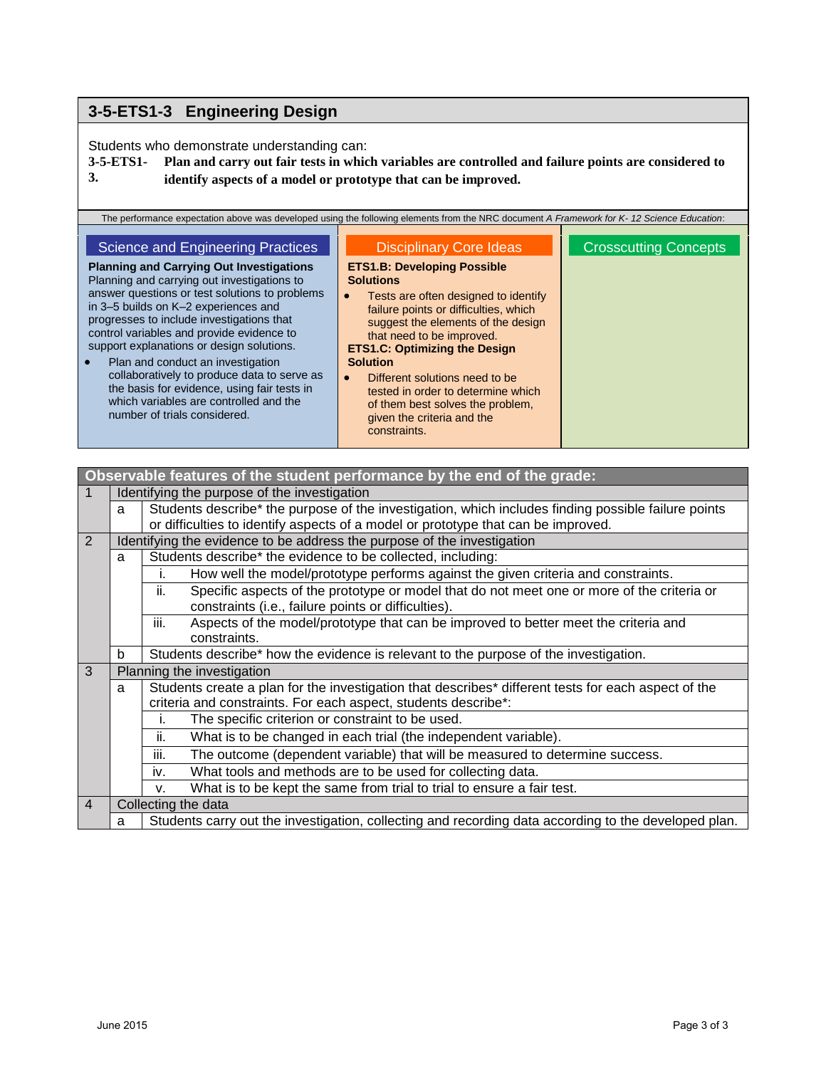## 3-5-ETS1-3 Engineering Design

Students who demonstrate understanding can:

**3-5-ETS1-3.** **Plan and carry out fair tests in which variables are controlled and failure points are considered to identify aspects of a model or prototype that can be improved.**

The performance expectation above was developed using the following elements from the NRC document *A Framework for K- 12 Science Education*:

| Science and Engineering Practices | Disciplinary Core Ideas | Crosscutting Concepts |
|---|---|---|
| **Planning and Carrying Out Investigations** Planning and carrying out investigations to answer questions or test solutions to problems in 3–5 builds on K–2 experiences and progresses to include investigations that control variables and provide evidence to support explanations or design solutions. <br>• Plan and conduct an investigation collaboratively to produce data to serve as the basis for evidence, using fair tests in which variables are controlled and the number of trials considered. | **ETS1.B: Developing Possible Solutions** <br>• Tests are often designed to identify failure points or difficulties, which suggest the elements of the design that need to be improved. <br>**ETS1.C: Optimizing the Design Solution** <br>• Different solutions need to be tested in order to determine which of them best solves the problem, given the criteria and the constraints. | |

| Observable features of the student performance by the end of the grade: | | | |
|---|---|---|---|
| 1 | Identifying the purpose of the investigation | | |
| | a | Students describe* the purpose of the investigation, which includes finding possible failure points or difficulties to identify aspects of a model or prototype that can be improved. | |
| 2 | Identifying the evidence to be address the purpose of the investigation | | |
| | a | Students describe* the evidence to be collected, including: | |
| | | i. | How well the model/prototype performs against the given criteria and constraints. |
| | | ii. | Specific aspects of the prototype or model that do not meet one or more of the criteria or constraints (i.e., failure points or difficulties). |
| | | iii. | Aspects of the model/prototype that can be improved to better meet the criteria and constraints. |
| | b | Students describe* how the evidence is relevant to the purpose of the investigation. | |
| 3 | Planning the investigation | | |
| | a | Students create a plan for the investigation that describes* different tests for each aspect of the criteria and constraints. For each aspect, students describe*: | |
| | | i. | The specific criterion or constraint to be used. |
| | | ii. | What is to be changed in each trial (the independent variable). |
| | | iii. | The outcome (dependent variable) that will be measured to determine success. |
| | | iv. | What tools and methods are to be used for collecting data. |
| | | v. | What is to be kept the same from trial to trial to ensure a fair test. |
| 4 | Collecting the data | | |
| | a | Students carry out the investigation, collecting and recording data according to the developed plan. | |

June 2015